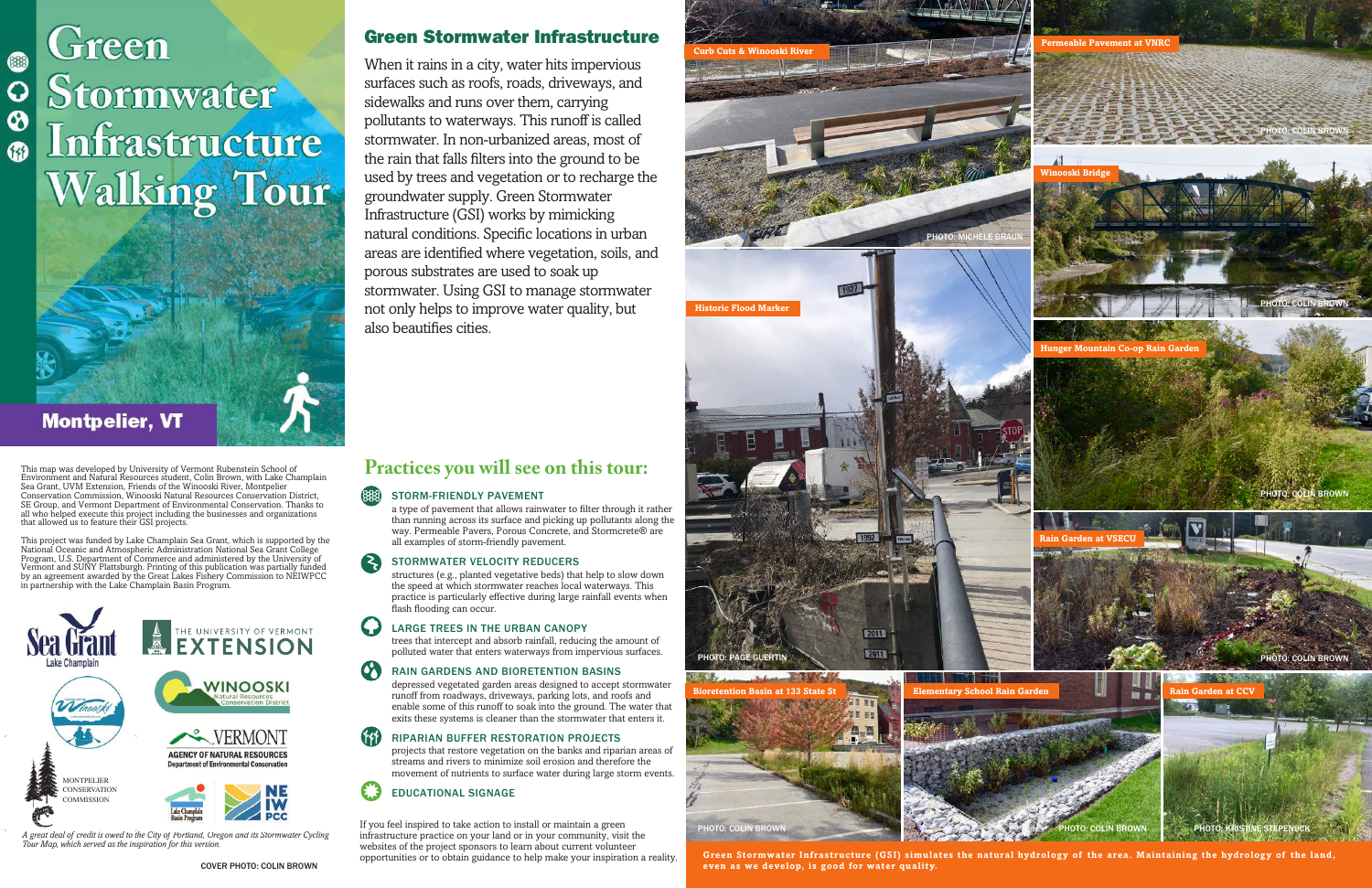# Green Stormwater Infrastructure Walking Tour

## Montpelier, VT

This map was developed by University of Vermont Rubenstein School of Environment and Natural Resources student, Colin Brown, with Lake Champlain Sea Grant, UVM Extension, Friends of the Winooski River, Montpelier Conservation Commission, Winooski Natural Resources Conservation District, SE Group, and Vermont Department of Environmental Conservation. Thanks to all who helped execute this project including the businesses and organizations that allowed us to feature their GSI projects.

This project was funded by Lake Champlain Sea Grant, which is supported by the National Oceanic and Atmospheric Administration National Sea Grant College Program, U.S. Department of Commerce and administered by the University of Vermont and SUNY Plattsburgh. Printing of this publication was partially funded by an agreement awarded by the Great Lakes Fishery Commission to NEIWPCC in partnership with the Lake Champlain Basin Program.

Sea Grant Lake Champlain · The University of Vermont Extension · Winooski Natural Resources Conservation District · Friends of the Winooski River · Vermont Agency of Natural Resources Department of Environmental Conservation · Montpelier Conservation Commission · Lake Champlain Basin Program · NEIWPCC

*A great deal of credit is owed to the City of Portland, Oregon and its Stormwater Cycling Tour Map, which served as the inspiration for this version.*

COVER PHOTO: COLIN BROWN

## Green Stormwater Infrastructure

When it rains in a city, water hits impervious surfaces such as roofs, roads, driveways, and sidewalks and runs over them, carrying pollutants to waterways. This runoff is called stormwater. In non-urbanized areas, most of the rain that falls filters into the ground to be used by trees and vegetation or to recharge the groundwater supply. Green Stormwater Infrastructure (GSI) works by mimicking natural conditions. Specific locations in urban areas are identified where vegetation, soils, and porous substrates are used to soak up stormwater. Using GSI to manage stormwater not only helps to improve water quality, but also beautifies cities.

## Practices you will see on this tour:

### STORM-FRIENDLY PAVEMENT

a type of pavement that allows rainwater to filter through it rather than running across its surface and picking up pollutants along the way. Permeable Pavers, Porous Concrete, and Stormcrete® are all examples of storm-friendly pavement.

### STORMWATER VELOCITY REDUCERS

structures (e.g., planted vegetative beds) that help to slow down the speed at which stormwater reaches local waterways. This practice is particularly effective during large rainfall events when flash flooding can occur.

### LARGE TREES IN THE URBAN CANOPY

trees that intercept and absorb rainfall, reducing the amount of polluted water that enters waterways from impervious surfaces.

### RAIN GARDENS AND BIORETENTION BASINS

depressed vegetated garden areas designed to accept stormwater runoff from roadways, driveways, parking lots, and roofs and enable some of this runoff to soak into the ground. The water that exits these systems is cleaner than the stormwater that enters it.

### RIPARIAN BUFFER RESTORATION PROJECTS

projects that restore vegetation on the banks and riparian areas of streams and rivers to minimize soil erosion and therefore the movement of nutrients to surface water during large storm events.

### EDUCATIONAL SIGNAGE

If you feel inspired to take action to install or maintain a green infrastructure practice on your land or in your community, visit the websites of the project sponsors to learn about current volunteer opportunities or to obtain guidance to help make your inspiration a reality.

Curb Cuts & Winooski River — PHOTO: MICHELE BRAUN

Permeable Pavement at VNRC — PHOTO: COLIN BROWN

Winooski Bridge — PHOTO: COLIN BROWN

Historic Flood Marker — PHOTO: PAGE GUERTIN

Hunger Mountain Co-op Rain Garden — PHOTO: COLIN BROWN

Rain Garden at VSECU — PHOTO: COLIN BROWN

Bioretention Basin at 133 State St — PHOTO: COLIN BROWN

Elementary School Rain Garden — PHOTO: COLIN BROWN

Rain Garden at CCV — PHOTO: KRISTINE STEPENUCK

**Green Stormwater Infrastructure (GSI) simulates the natural hydrology of the area. Maintaining the hydrology of the land, even as we develop, is good for water quality.**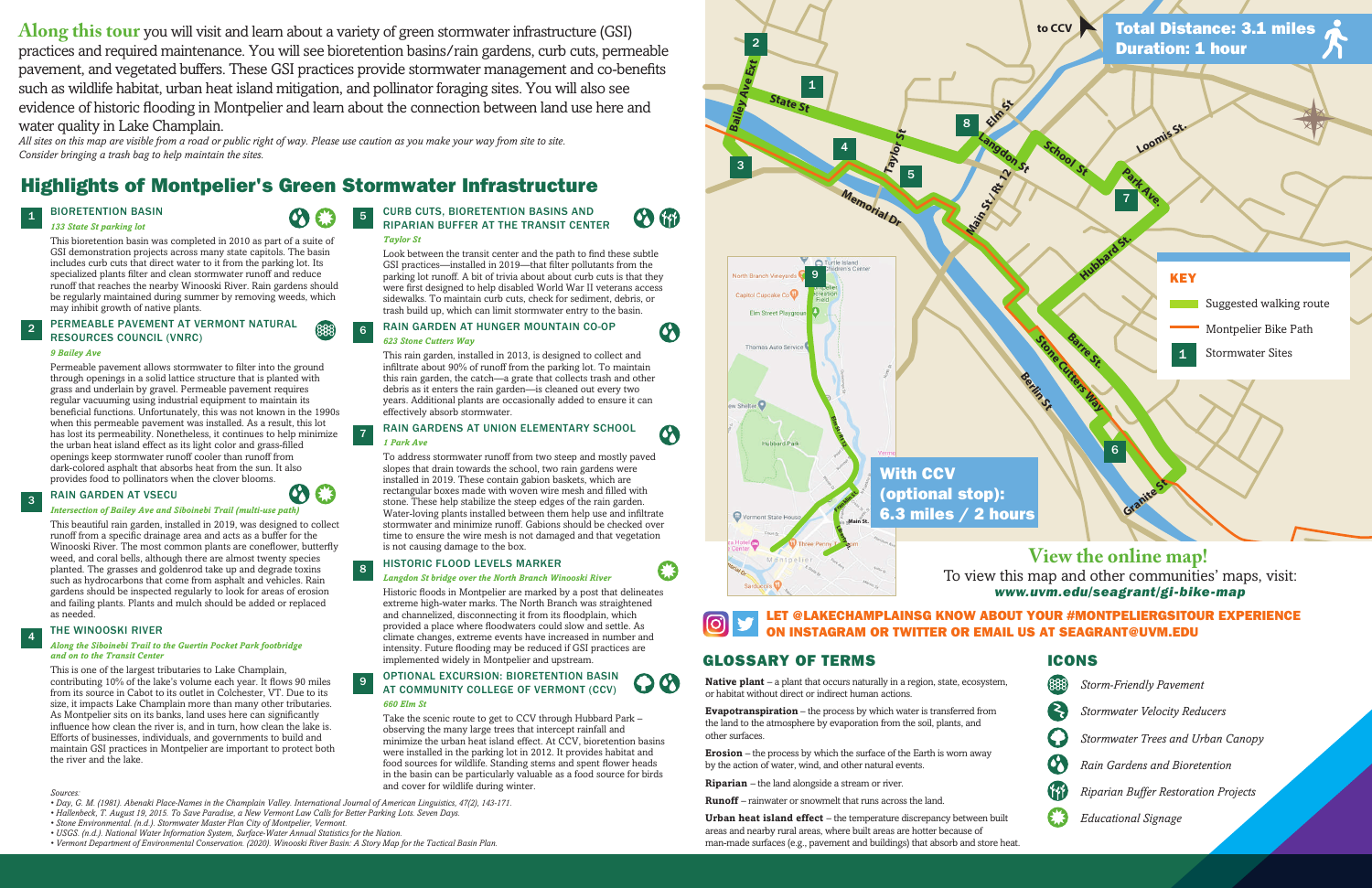**Along this tour** you will visit and learn about a variety of green stormwater infrastructure (GSI) practices and required maintenance. You will see bioretention basins/rain gardens, curb cuts, permeable pavement, and vegetated buffers. These GSI practices provide stormwater management and co-benefits such as wildlife habitat, urban heat island mitigation, and pollinator foraging sites. You will also see evidence of historic flooding in Montpelier and learn about the connection between land use here and water quality in Lake Champlain.

*All sites on this map are visible from a road or public right of way. Please use caution as you make your way from site to site. Consider bringing a trash bag to help maintain the sites.*

# Highlights of Montpelier's Green Stormwater Infrastructure

### 1 BIORETENTION BASIN

*133 State St parking lot*

This bioretention basin was completed in 2010 as part of a suite of GSI demonstration projects across many state capitols. The basin includes curb cuts that direct water to it from the parking lot. Its specialized plants filter and clean stormwater runoff and reduce runoff that reaches the nearby Winooski River. Rain gardens should be regularly maintained during summer by removing weeds, which may inhibit growth of native plants.

### 2 PERMEABLE PAVEMENT AT VERMONT NATURAL RESOURCES COUNCIL (VNRC)

*9 Bailey Ave*

Permeable pavement allows stormwater to filter into the ground through openings in a solid lattice structure that is planted with grass and underlain by gravel. Permeable pavement requires regular vacuuming using industrial equipment to maintain its beneficial functions. Unfortunately, this was not known in the 1990s when this permeable pavement was installed. As a result, this lot has lost its permeability. Nonetheless, it continues to help minimize the urban heat island effect as its light color and grass-filled openings keep stormwater runoff cooler than runoff from dark-colored asphalt that absorbs heat from the sun. It also provides food to pollinators when the clover blooms.

### 3 RAIN GARDEN AT VSECU

*Intersection of Bailey Ave and Siboinebi Trail (multi-use path)*

This beautiful rain garden, installed in 2019, was designed to collect runoff from a specific drainage area and acts as a buffer for the Winooski River. The most common plants are coneflower, butterfly weed, and coral bells, although there are almost twenty species planted. The grasses and goldenrod take up and degrade toxins such as hydrocarbons that come from asphalt and vehicles. Rain gardens should be inspected regularly to look for areas of erosion and failing plants. Plants and mulch should be added or replaced as needed.

### 4 THE WINOOSKI RIVER

*Along the Siboinebi Trail to the Guertin Pocket Park footbridge and on to the Transit Center*

This is one of the largest tributaries to Lake Champlain, contributing 10% of the lake's volume each year. It flows 90 miles from its source in Cabot to its outlet in Colchester, VT. Due to its size, it impacts Lake Champlain more than many other tributaries. As Montpelier sits on its banks, land uses here can significantly influence how clean the river is, and in turn, how clean the lake is. Efforts of businesses, individuals, and governments to build and maintain GSI practices in Montpelier are important to protect both the river and the lake.

### 5 CURB CUTS, BIORETENTION BASINS AND RIPARIAN BUFFER AT THE TRANSIT CENTER

*Taylor St*

Look between the transit center and the path to find these subtle GSI practices—installed in 2019—that filter pollutants from the parking lot runoff. A bit of trivia about curb cuts is that they were first designed to help disabled World War II veterans access sidewalks. To maintain curb cuts, check for sediment, debris, or trash build up that can limit stormwater entry to the basin.

### 6 RAIN GARDEN AT HUNGER MOUNTAIN CO-OP

*623 Stone Cutters Way*

This rain garden, installed in 2013, is designed to collect and infiltrate about 90% of runoff from the parking lot. To maintain this rain garden, the catch—a grate that collects trash and other debris as it enters the rain garden—is cleaned out every two years. Additional plants are occasionally added to ensure it can effectively absorb stormwater.

### 7 RAIN GARDENS AT UNION ELEMENTARY SCHOOL

*1 Park Ave*

To address stormwater runoff from two steep and mostly paved slopes that drain towards the school, two rain gardens were installed in 2019. These contain gabion baskets, which are rectangular boxes made with woven wire mesh and filled with stone. These help stabilize the steep edges of the rain garden. Water-loving plants installed between them help use and infiltrate stormwater and minimize runoff. Gabions should be checked over time to ensure the wire mesh is not damaged and that vegetation is not causing damage to the box.

### 8 HISTORIC FLOOD LEVELS MARKER

*Langdon St bridge over the North Branch Winooski River*

Historic floods in Montpelier are marked by a post that delineates extreme high-water marks. The North Branch was straightened and channelized, disconnecting it from its floodplain, which provided a place where floodwaters could slow and settle. As climate changes, extreme events have increased in number and intensity. Future flooding may be reduced if GSI practices are implemented widely in Montpelier and upstream.

### 9 OPTIONAL EXCURSION: BIORETENTION BASIN AT COMMUNITY COLLEGE OF VERMONT (CCV)

*660 Elm St*

Take the scenic route to get to CCV through Hubbard Park – observing the many large trees that intercept rainfall and minimize the urban heat island effect. At CCV, bioretention basins were installed in the parking lot in 2012. It provides habitat and food sources for wildlife. Standing stems and spent flower heads in the basin can be particularly valuable as a food source for birds and cover for wildlife during winter.

*Sources:*

- *Day, G. M. (1981). Abenaki Place-Names in the Champlain Valley. International Journal of American Linguistics, 47(2), 143-171.*
- *Hallenbeck, T. August 19, 2015. To Save Paradise, a New Vermont Law Calls for Better Parking Lots. Seven Days.*
- *Stone Environmental. (n.d.). Stormwater Master Plan City of Montpelier, Vermont.*
- *USGS. (n.d.). National Water Information System, Surface-Water Annual Statistics for the Nation.*
- *Vermont Department of Environmental Conservation. (2020). Winooski River Basin: A Story Map for the Tactical Basin Plan.*

**Total Distance: 3.1 miles**
**Duration: 1 hour**

**With CCV (optional stop): 6.3 miles / 2 hours**

to CCV

Bailey Ave Ext, State St, Taylor St, Memorial Dr, Elm St, Langdon St, Main St / Rt 12, School St, Loomis St, Park Ave, Hubbard St, Barre St, Stone Cutters Way, Berlin St, Granite St

North Branch Vineyards, Capitol Cupcake Co, Elm Street Playground, Turtle Island Children's Center, Recreation Field, Thomas Auto Service, Hubbard Park, Vermont State House, Three Penny Taproom, Main St., Montpelier

## KEY

- Suggested walking route
- Montpelier Bike Path
- 1 Stormwater Sites

## View the online map!

To view this map and other communities' maps, visit:
***www.uvm.edu/seagrant/gi-bike-map***

**LET @LAKECHAMPLAINSG KNOW ABOUT YOUR #MONTPELIERGSITOUR EXPERIENCE ON INSTAGRAM OR TWITTER OR EMAIL US AT SEAGRANT@UVM.EDU**

## GLOSSARY OF TERMS

**Native plant** – a plant that occurs naturally in a region, state, ecosystem, or habitat without direct or indirect human actions.

**Evapotranspiration** – the process by which water is transferred from the land to the atmosphere by evaporation from the soil, plants, and other surfaces.

**Erosion** – the process by which the surface of the Earth is worn away by the action of water, wind, and other natural events.

**Riparian** – the land alongside a stream or river.

**Runoff** – rainwater or snowmelt that runs across the land.

**Urban heat island effect** – the temperature discrepancy between built areas and nearby rural areas, where built areas are hotter because of man-made surfaces (e.g., pavement and buildings) that absorb and store heat.

## ICONS

- *Storm-Friendly Pavement*
- *Stormwater Velocity Reducers*
- *Stormwater Trees and Urban Canopy*
- *Rain Gardens and Bioretention*
- *Riparian Buffer Restoration Projects*
- *Educational Signage*